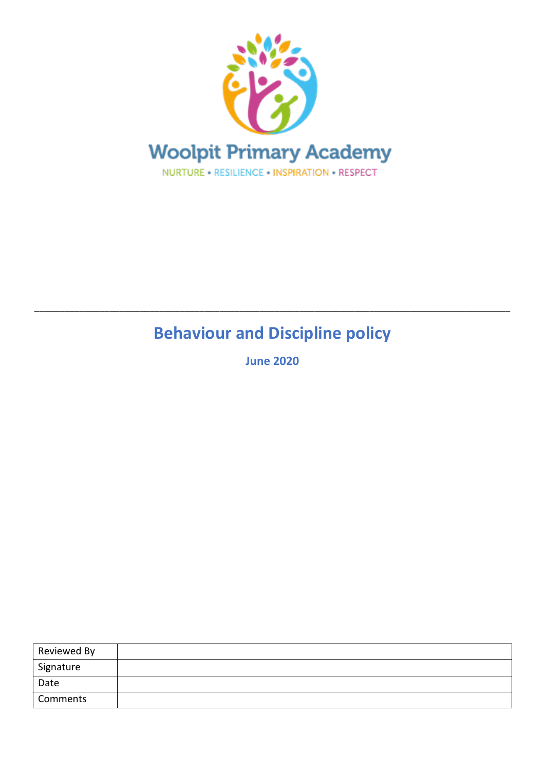Woolpit Primary Academy

NURTURE • RESILIENCE • INSPIRATION • RESPECT

---

# Behaviour and Discipline policy

**June 2020**

| Reviewed By | |
|---|---|
| Signature | |
| Date | |
| Comments | |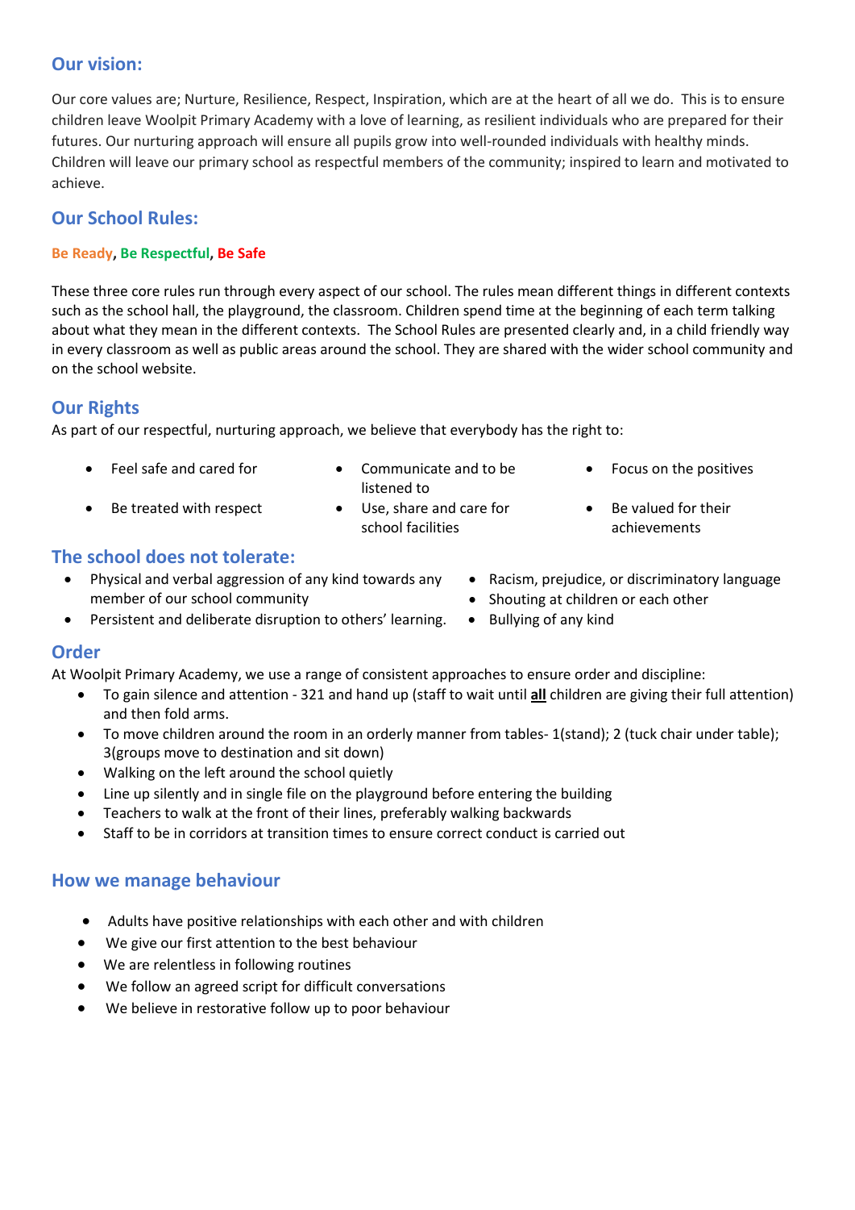## Our vision:

Our core values are; Nurture, Resilience, Respect, Inspiration, which are at the heart of all we do. This is to ensure children leave Woolpit Primary Academy with a love of learning, as resilient individuals who are prepared for their futures. Our nurturing approach will ensure all pupils grow into well-rounded individuals with healthy minds. Children will leave our primary school as respectful members of the community; inspired to learn and motivated to achieve.

## Our School Rules:

**Be Ready, Be Respectful, Be Safe**

These three core rules run through every aspect of our school. The rules mean different things in different contexts such as the school hall, the playground, the classroom. Children spend time at the beginning of each term talking about what they mean in the different contexts. The School Rules are presented clearly and, in a child friendly way in every classroom as well as public areas around the school. They are shared with the wider school community and on the school website.

## Our Rights

As part of our respectful, nurturing approach, we believe that everybody has the right to:

- Feel safe and cared for
- Be treated with respect
- Communicate and to be listened to
- Use, share and care for school facilities
- Focus on the positives
- Be valued for their achievements

## The school does not tolerate:

- Physical and verbal aggression of any kind towards any member of our school community
- Persistent and deliberate disruption to others' learning.
- Racism, prejudice, or discriminatory language
- Shouting at children or each other
- Bullying of any kind

## Order

At Woolpit Primary Academy, we use a range of consistent approaches to ensure order and discipline:

- To gain silence and attention - 321 and hand up (staff to wait until **all** children are giving their full attention) and then fold arms.
- To move children around the room in an orderly manner from tables- 1(stand); 2 (tuck chair under table); 3(groups move to destination and sit down)
- Walking on the left around the school quietly
- Line up silently and in single file on the playground before entering the building
- Teachers to walk at the front of their lines, preferably walking backwards
- Staff to be in corridors at transition times to ensure correct conduct is carried out

## How we manage behaviour

- Adults have positive relationships with each other and with children
- We give our first attention to the best behaviour
- We are relentless in following routines
- We follow an agreed script for difficult conversations
- We believe in restorative follow up to poor behaviour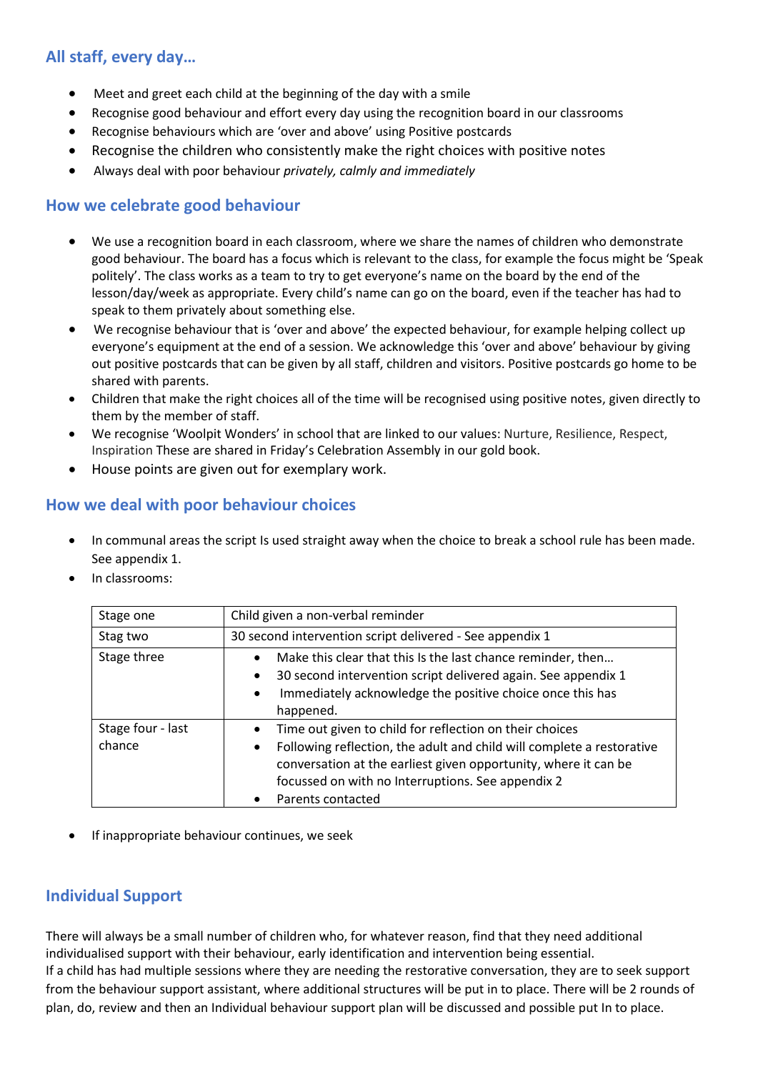## All staff, every day…

- Meet and greet each child at the beginning of the day with a smile
- Recognise good behaviour and effort every day using the recognition board in our classrooms
- Recognise behaviours which are 'over and above' using Positive postcards
- Recognise the children who consistently make the right choices with positive notes
- Always deal with poor behaviour *privately, calmly and immediately*

## How we celebrate good behaviour

- We use a recognition board in each classroom, where we share the names of children who demonstrate good behaviour. The board has a focus which is relevant to the class, for example the focus might be 'Speak politely'. The class works as a team to try to get everyone's name on the board by the end of the lesson/day/week as appropriate. Every child's name can go on the board, even if the teacher has had to speak to them privately about something else.
- We recognise behaviour that is 'over and above' the expected behaviour, for example helping collect up everyone's equipment at the end of a session. We acknowledge this 'over and above' behaviour by giving out positive postcards that can be given by all staff, children and visitors. Positive postcards go home to be shared with parents.
- Children that make the right choices all of the time will be recognised using positive notes, given directly to them by the member of staff.
- We recognise 'Woolpit Wonders' in school that are linked to our values: Nurture, Resilience, Respect, Inspiration These are shared in Friday's Celebration Assembly in our gold book.
- House points are given out for exemplary work.

## How we deal with poor behaviour choices

- In communal areas the script Is used straight away when the choice to break a school rule has been made. See appendix 1.
- In classrooms:

| | |
|---|---|
| Stage one | Child given a non-verbal reminder |
| Stag two | 30 second intervention script delivered - See appendix 1 |
| Stage three | • Make this clear that this Is the last chance reminder, then… <br> • 30 second intervention script delivered again. See appendix 1 <br> • Immediately acknowledge the positive choice once this has happened. |
| Stage four - last chance | • Time out given to child for reflection on their choices <br> • Following reflection, the adult and child will complete a restorative conversation at the earliest given opportunity, where it can be focussed on with no Interruptions. See appendix 2 <br> • Parents contacted |

- If inappropriate behaviour continues, we seek

## Individual Support

There will always be a small number of children who, for whatever reason, find that they need additional individualised support with their behaviour, early identification and intervention being essential.
If a child has had multiple sessions where they are needing the restorative conversation, they are to seek support from the behaviour support assistant, where additional structures will be put in to place. There will be 2 rounds of plan, do, review and then an Individual behaviour support plan will be discussed and possible put In to place.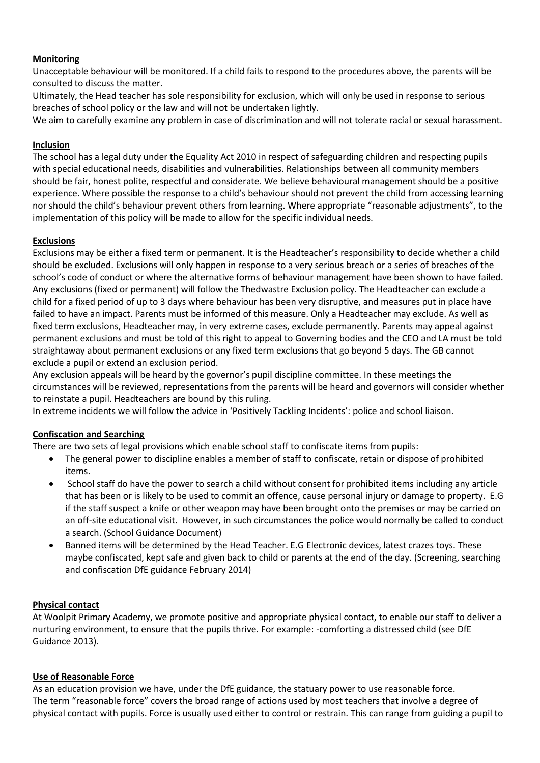## Monitoring

Unacceptable behaviour will be monitored. If a child fails to respond to the procedures above, the parents will be consulted to discuss the matter.

Ultimately, the Head teacher has sole responsibility for exclusion, which will only be used in response to serious breaches of school policy or the law and will not be undertaken lightly.

We aim to carefully examine any problem in case of discrimination and will not tolerate racial or sexual harassment.

## Inclusion

The school has a legal duty under the Equality Act 2010 in respect of safeguarding children and respecting pupils with special educational needs, disabilities and vulnerabilities. Relationships between all community members should be fair, honest polite, respectful and considerate. We believe behavioural management should be a positive experience. Where possible the response to a child's behaviour should not prevent the child from accessing learning nor should the child's behaviour prevent others from learning. Where appropriate "reasonable adjustments", to the implementation of this policy will be made to allow for the specific individual needs.

## Exclusions

Exclusions may be either a fixed term or permanent. It is the Headteacher's responsibility to decide whether a child should be excluded. Exclusions will only happen in response to a very serious breach or a series of breaches of the school's code of conduct or where the alternative forms of behaviour management have been shown to have failed. Any exclusions (fixed or permanent) will follow the Thedwastre Exclusion policy. The Headteacher can exclude a child for a fixed period of up to 3 days where behaviour has been very disruptive, and measures put in place have failed to have an impact. Parents must be informed of this measure. Only a Headteacher may exclude. As well as fixed term exclusions, Headteacher may, in very extreme cases, exclude permanently. Parents may appeal against permanent exclusions and must be told of this right to appeal to Governing bodies and the CEO and LA must be told straightaway about permanent exclusions or any fixed term exclusions that go beyond 5 days. The GB cannot exclude a pupil or extend an exclusion period.

Any exclusion appeals will be heard by the governor's pupil discipline committee. In these meetings the circumstances will be reviewed, representations from the parents will be heard and governors will consider whether to reinstate a pupil. Headteachers are bound by this ruling.

In extreme incidents we will follow the advice in 'Positively Tackling Incidents': police and school liaison.

## Confiscation and Searching

There are two sets of legal provisions which enable school staff to confiscate items from pupils:

- The general power to discipline enables a member of staff to confiscate, retain or dispose of prohibited items.
- School staff do have the power to search a child without consent for prohibited items including any article that has been or is likely to be used to commit an offence, cause personal injury or damage to property. E.G if the staff suspect a knife or other weapon may have been brought onto the premises or may be carried on an off-site educational visit. However, in such circumstances the police would normally be called to conduct a search. (School Guidance Document)
- Banned items will be determined by the Head Teacher. E.G Electronic devices, latest crazes toys. These maybe confiscated, kept safe and given back to child or parents at the end of the day. (Screening, searching and confiscation DfE guidance February 2014)

## Physical contact

At Woolpit Primary Academy, we promote positive and appropriate physical contact, to enable our staff to deliver a nurturing environment, to ensure that the pupils thrive. For example: -comforting a distressed child (see DfE Guidance 2013).

## Use of Reasonable Force

As an education provision we have, under the DfE guidance, the statuary power to use reasonable force.
The term "reasonable force" covers the broad range of actions used by most teachers that involve a degree of physical contact with pupils. Force is usually used either to control or restrain. This can range from guiding a pupil to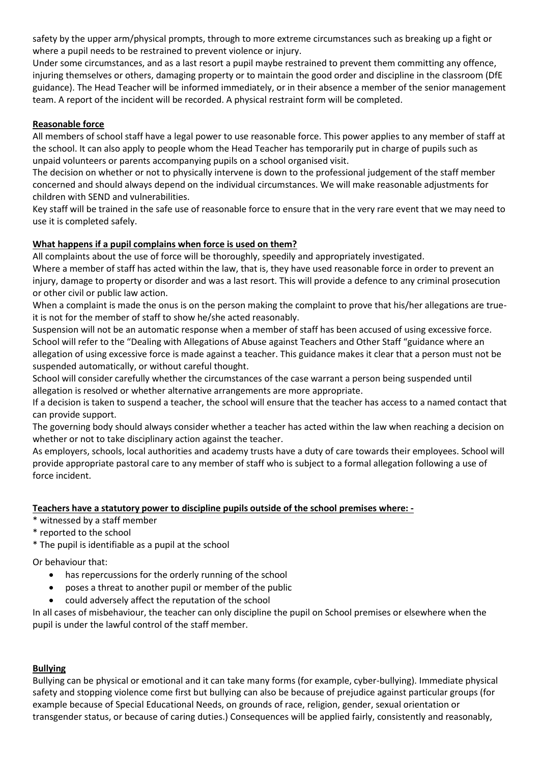safety by the upper arm/physical prompts, through to more extreme circumstances such as breaking up a fight or where a pupil needs to be restrained to prevent violence or injury.

Under some circumstances, and as a last resort a pupil maybe restrained to prevent them committing any offence, injuring themselves or others, damaging property or to maintain the good order and discipline in the classroom (DfE guidance). The Head Teacher will be informed immediately, or in their absence a member of the senior management team. A report of the incident will be recorded. A physical restraint form will be completed.

## Reasonable force

All members of school staff have a legal power to use reasonable force. This power applies to any member of staff at the school. It can also apply to people whom the Head Teacher has temporarily put in charge of pupils such as unpaid volunteers or parents accompanying pupils on a school organised visit.

The decision on whether or not to physically intervene is down to the professional judgement of the staff member concerned and should always depend on the individual circumstances. We will make reasonable adjustments for children with SEND and vulnerabilities.

Key staff will be trained in the safe use of reasonable force to ensure that in the very rare event that we may need to use it is completed safely.

## What happens if a pupil complains when force is used on them?

All complaints about the use of force will be thoroughly, speedily and appropriately investigated.

Where a member of staff has acted within the law, that is, they have used reasonable force in order to prevent an injury, damage to property or disorder and was a last resort. This will provide a defence to any criminal prosecution or other civil or public law action.

When a complaint is made the onus is on the person making the complaint to prove that his/her allegations are true- it is not for the member of staff to show he/she acted reasonably.

Suspension will not be an automatic response when a member of staff has been accused of using excessive force. School will refer to the "Dealing with Allegations of Abuse against Teachers and Other Staff "guidance where an allegation of using excessive force is made against a teacher. This guidance makes it clear that a person must not be suspended automatically, or without careful thought.

School will consider carefully whether the circumstances of the case warrant a person being suspended until allegation is resolved or whether alternative arrangements are more appropriate.

If a decision is taken to suspend a teacher, the school will ensure that the teacher has access to a named contact that can provide support.

The governing body should always consider whether a teacher has acted within the law when reaching a decision on whether or not to take disciplinary action against the teacher.

As employers, schools, local authorities and academy trusts have a duty of care towards their employees. School will provide appropriate pastoral care to any member of staff who is subject to a formal allegation following a use of force incident.

## Teachers have a statutory power to discipline pupils outside of the school premises where: -

* witnessed by a staff member
* reported to the school
* The pupil is identifiable as a pupil at the school

Or behaviour that:

- has repercussions for the orderly running of the school
- poses a threat to another pupil or member of the public
- could adversely affect the reputation of the school

In all cases of misbehaviour, the teacher can only discipline the pupil on School premises or elsewhere when the pupil is under the lawful control of the staff member.

## Bullying

Bullying can be physical or emotional and it can take many forms (for example, cyber-bullying). Immediate physical safety and stopping violence come first but bullying can also be because of prejudice against particular groups (for example because of Special Educational Needs, on grounds of race, religion, gender, sexual orientation or transgender status, or because of caring duties.) Consequences will be applied fairly, consistently and reasonably,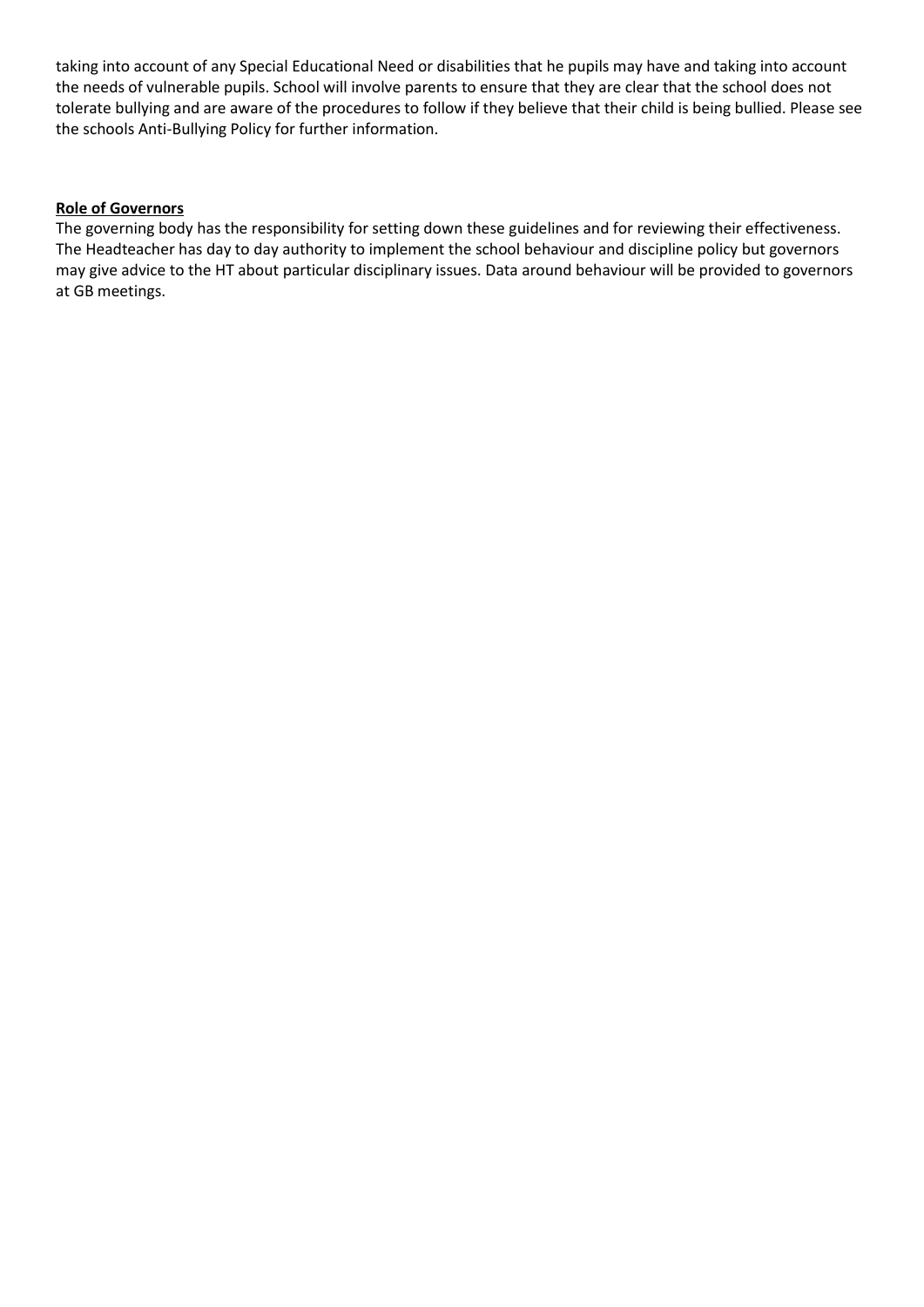taking into account of any Special Educational Need or disabilities that he pupils may have and taking into account the needs of vulnerable pupils. School will involve parents to ensure that they are clear that the school does not tolerate bullying and are aware of the procedures to follow if they believe that their child is being bullied. Please see the schools Anti-Bullying Policy for further information.

**Role of Governors**

The governing body has the responsibility for setting down these guidelines and for reviewing their effectiveness. The Headteacher has day to day authority to implement the school behaviour and discipline policy but governors may give advice to the HT about particular disciplinary issues. Data around behaviour will be provided to governors at GB meetings.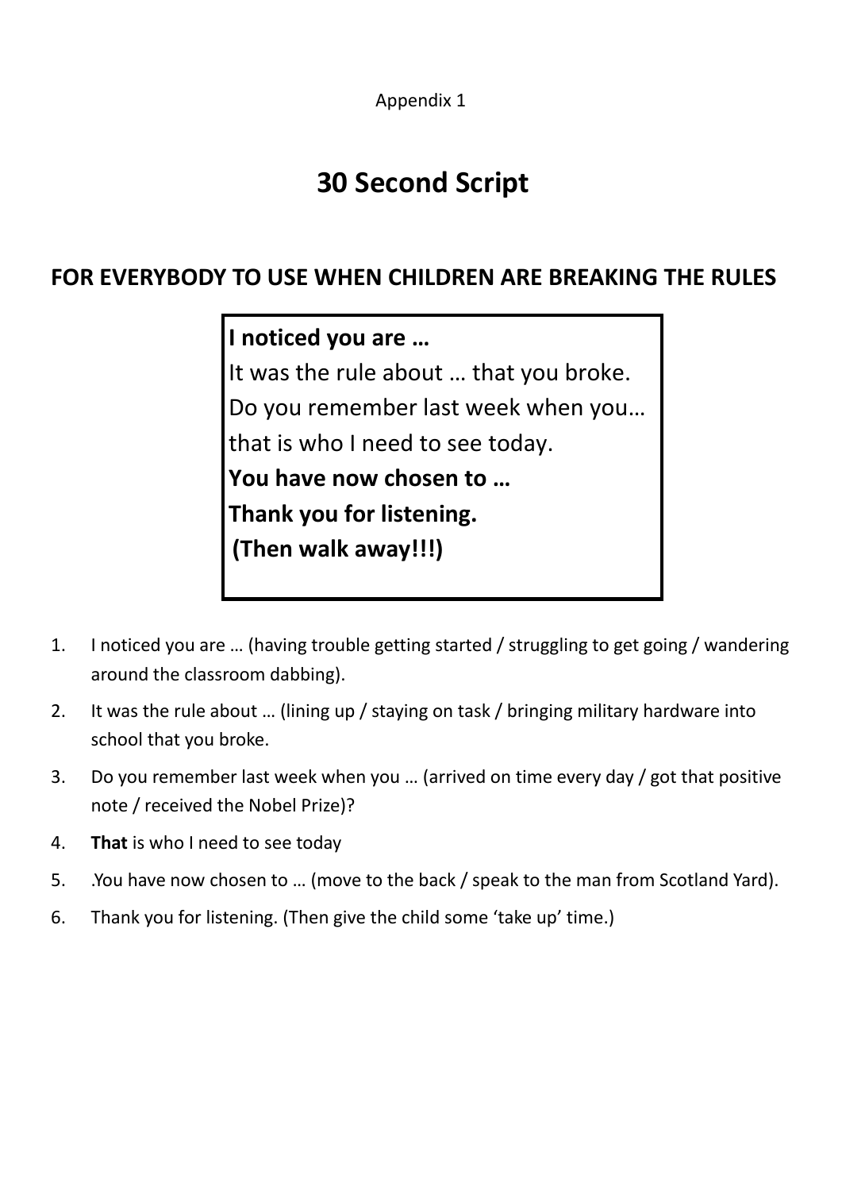Appendix 1

# 30 Second Script

## FOR EVERYBODY TO USE WHEN CHILDREN ARE BREAKING THE RULES

**I noticed you are …**
It was the rule about … that you broke.
Do you remember last week when you…
that is who I need to see today.
**You have now chosen to …**
**Thank you for listening.**
**(Then walk away!!!)**

1. I noticed you are … (having trouble getting started / struggling to get going / wandering around the classroom dabbing).
2. It was the rule about … (lining up / staying on task / bringing military hardware into school that you broke.
3. Do you remember last week when you … (arrived on time every day / got that positive note / received the Nobel Prize)?
4. **That** is who I need to see today
5. .You have now chosen to … (move to the back / speak to the man from Scotland Yard).
6. Thank you for listening. (Then give the child some 'take up' time.)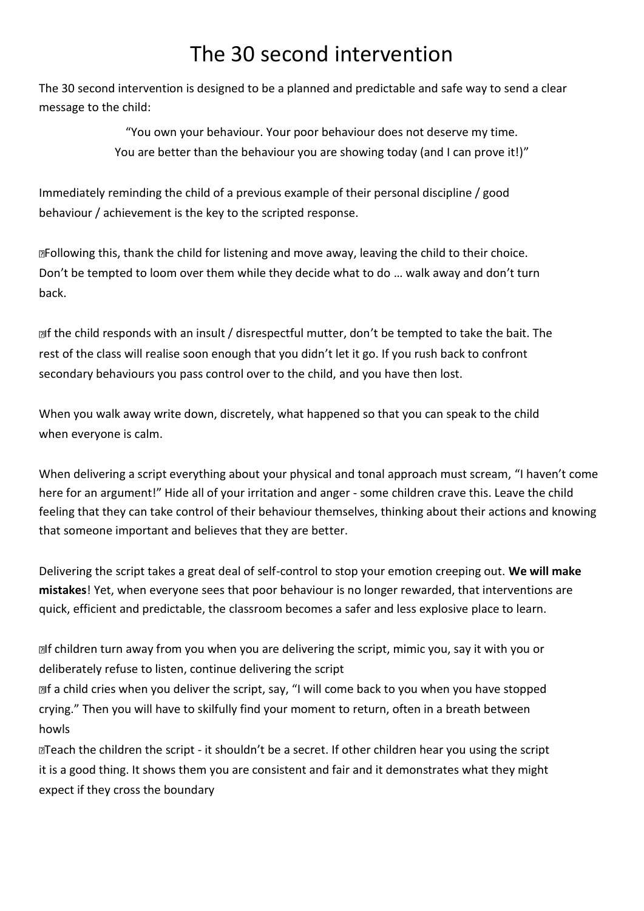# The 30 second intervention

The 30 second intervention is designed to be a planned and predictable and safe way to send a clear message to the child:

> "You own your behaviour. Your poor behaviour does not deserve my time.
> You are better than the behaviour you are showing today (and I can prove it!)"

Immediately reminding the child of a previous example of their personal discipline / good behaviour / achievement is the key to the scripted response.

- Following this, thank the child for listening and move away, leaving the child to their choice. Don't be tempted to loom over them while they decide what to do … walk away and don't turn back.

- If the child responds with an insult / disrespectful mutter, don't be tempted to take the bait. The rest of the class will realise soon enough that you didn't let it go. If you rush back to confront secondary behaviours you pass control over to the child, and you have then lost.

When you walk away write down, discretely, what happened so that you can speak to the child when everyone is calm.

When delivering a script everything about your physical and tonal approach must scream, "I haven't come here for an argument!" Hide all of your irritation and anger - some children crave this. Leave the child feeling that they can take control of their behaviour themselves, thinking about their actions and knowing that someone important and believes that they are better.

Delivering the script takes a great deal of self-control to stop your emotion creeping out. **We will make mistakes**! Yet, when everyone sees that poor behaviour is no longer rewarded, that interventions are quick, efficient and predictable, the classroom becomes a safer and less explosive place to learn.

- If children turn away from you when you are delivering the script, mimic you, say it with you or deliberately refuse to listen, continue delivering the script
- If a child cries when you deliver the script, say, "I will come back to you when you have stopped crying." Then you will have to skilfully find your moment to return, often in a breath between howls
- Teach the children the script - it shouldn't be a secret. If other children hear you using the script it is a good thing. It shows them you are consistent and fair and it demonstrates what they might expect if they cross the boundary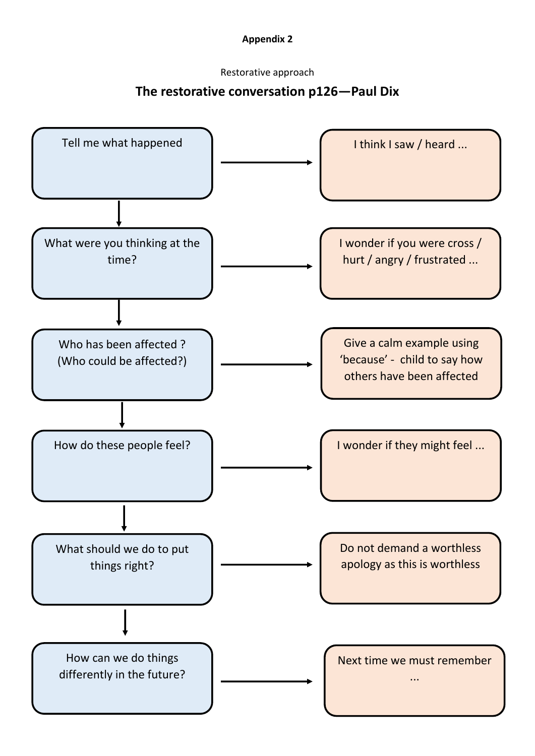**Appendix 2**

Restorative approach

## The restorative conversation p126—Paul Dix

Tell me what happened

I think I saw / heard ...

What were you thinking at the time?

I wonder if you were cross / hurt / angry / frustrated ...

Who has been affected ? (Who could be affected?)

Give a calm example using 'because' - child to say how others have been affected

How do these people feel?

I wonder if they might feel ...

What should we do to put things right?

Do not demand a worthless apology as this is worthless

How can we do things differently in the future?

Next time we must remember ...